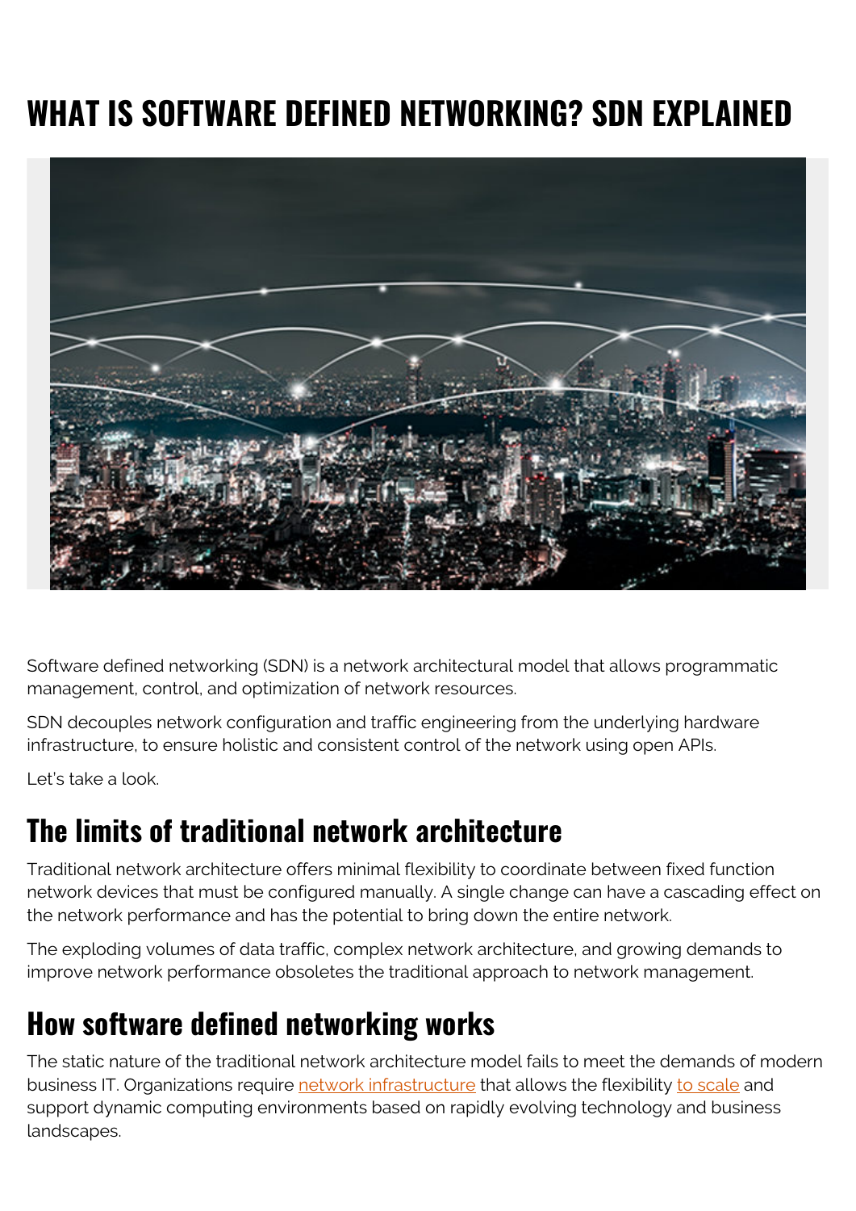# WHAT IS SOFTWARE DEFINED NETWORKING? SDN EXPLAINED

Software defined networking (SDN) is a network architectural model that allows programmatic management, control, and optimization of network resources.

SDN decouples network configuration and traffic engineering from the underlying hardware infrastructure, to ensure holistic and consistent control of the network using open APIs.

Let's take a look.

## The limits of traditional network architecture

Traditional network architecture offers minimal flexibility to coordinate between fixed function network devices that must be configured manually. A single change can have a cascading effect on the network performance and has the potential to bring down the entire network.

The exploding volumes of data traffic, complex network architecture, and growing demands to improve network performance obsoletes the traditional approach to network management.

## How software defined networking works

The static nature of the traditional network architecture model fails to meet the demands of modern business IT. Organizations require network infrastructure that allows the flexibility to scale and support dynamic computing environments based on rapidly evolving technology and business landscapes.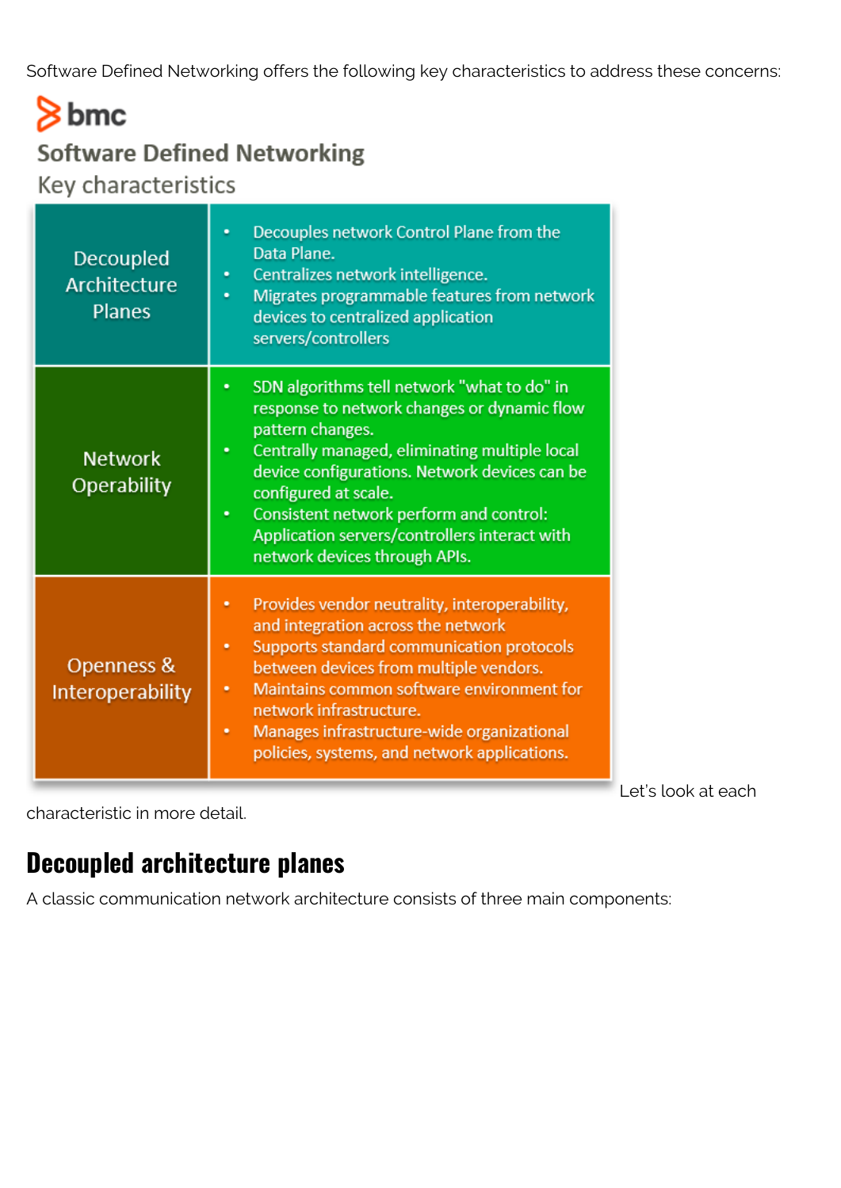Software Defined Networking offers the following key characteristics to address these concerns:

bmc

Software Defined Networking

Key characteristics

| | |
|---|---|
| Decoupled Architecture Planes | • Decouples network Control Plane from the Data Plane.<br>• Centralizes network intelligence.<br>• Migrates programmable features from network devices to centralized application servers/controllers |
| Network Operability | • SDN algorithms tell network "what to do" in response to network changes or dynamic flow pattern changes.<br>• Centrally managed, eliminating multiple local device configurations. Network devices can be configured at scale.<br>• Consistent network perform and control: Application servers/controllers interact with network devices through APIs. |
| Openness & Interoperability | • Provides vendor neutrality, interoperability, and integration across the network<br>• Supports standard communication protocols between devices from multiple vendors.<br>• Maintains common software environment for network infrastructure.<br>• Manages infrastructure-wide organizational policies, systems, and network applications. |

Let's look at each characteristic in more detail.

## Decoupled architecture planes

A classic communication network architecture consists of three main components: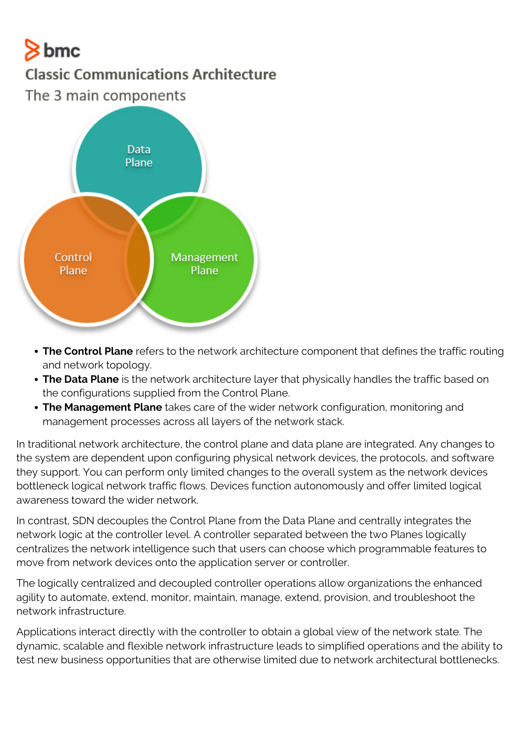- **The Control Plane** refers to the network architecture component that defines the traffic routing and network topology.
- **The Data Plane** is the network architecture layer that physically handles the traffic based on the configurations supplied from the Control Plane.
- **The Management Plane** takes care of the wider network configuration, monitoring and management processes across all layers of the network stack.

In traditional network architecture, the control plane and data plane are integrated. Any changes to the system are dependent upon configuring physical network devices, the protocols, and software they support. You can perform only limited changes to the overall system as the network devices bottleneck logical network traffic flows. Devices function autonomously and offer limited logical awareness toward the wider network.

In contrast, SDN decouples the Control Plane from the Data Plane and centrally integrates the network logic at the controller level. A controller separated between the two Planes logically centralizes the network intelligence such that users can choose which programmable features to move from network devices onto the application server or controller.

The logically centralized and decoupled controller operations allow organizations the enhanced agility to automate, extend, monitor, maintain, manage, extend, provision, and troubleshoot the network infrastructure.

Applications interact directly with the controller to obtain a global view of the network state. The dynamic, scalable and flexible network infrastructure leads to simplified operations and the ability to test new business opportunities that are otherwise limited due to network architectural bottlenecks.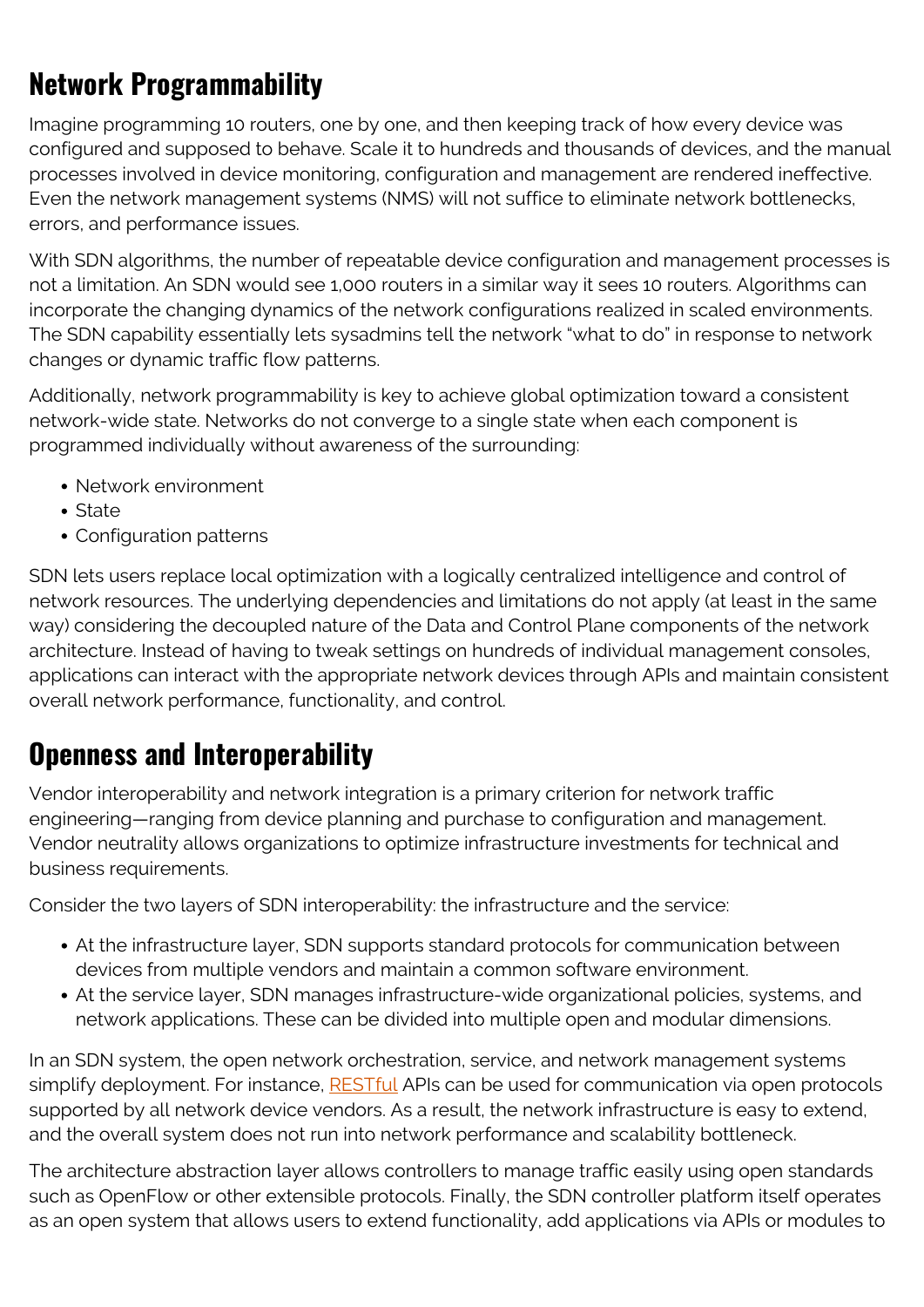## Network Programmability

Imagine programming 10 routers, one by one, and then keeping track of how every device was configured and supposed to behave. Scale it to hundreds and thousands of devices, and the manual processes involved in device monitoring, configuration and management are rendered ineffective. Even the network management systems (NMS) will not suffice to eliminate network bottlenecks, errors, and performance issues.

With SDN algorithms, the number of repeatable device configuration and management processes is not a limitation. An SDN would see 1,000 routers in a similar way it sees 10 routers. Algorithms can incorporate the changing dynamics of the network configurations realized in scaled environments. The SDN capability essentially lets sysadmins tell the network "what to do" in response to network changes or dynamic traffic flow patterns.

Additionally, network programmability is key to achieve global optimization toward a consistent network-wide state. Networks do not converge to a single state when each component is programmed individually without awareness of the surrounding:

- Network environment
- State
- Configuration patterns

SDN lets users replace local optimization with a logically centralized intelligence and control of network resources. The underlying dependencies and limitations do not apply (at least in the same way) considering the decoupled nature of the Data and Control Plane components of the network architecture. Instead of having to tweak settings on hundreds of individual management consoles, applications can interact with the appropriate network devices through APIs and maintain consistent overall network performance, functionality, and control.

## Openness and Interoperability

Vendor interoperability and network integration is a primary criterion for network traffic engineering—ranging from device planning and purchase to configuration and management. Vendor neutrality allows organizations to optimize infrastructure investments for technical and business requirements.

Consider the two layers of SDN interoperability: the infrastructure and the service:

- At the infrastructure layer, SDN supports standard protocols for communication between devices from multiple vendors and maintain a common software environment.
- At the service layer, SDN manages infrastructure-wide organizational policies, systems, and network applications. These can be divided into multiple open and modular dimensions.

In an SDN system, the open network orchestration, service, and network management systems simplify deployment. For instance, RESTful APIs can be used for communication via open protocols supported by all network device vendors. As a result, the network infrastructure is easy to extend, and the overall system does not run into network performance and scalability bottleneck.

The architecture abstraction layer allows controllers to manage traffic easily using open standards such as OpenFlow or other extensible protocols. Finally, the SDN controller platform itself operates as an open system that allows users to extend functionality, add applications via APIs or modules to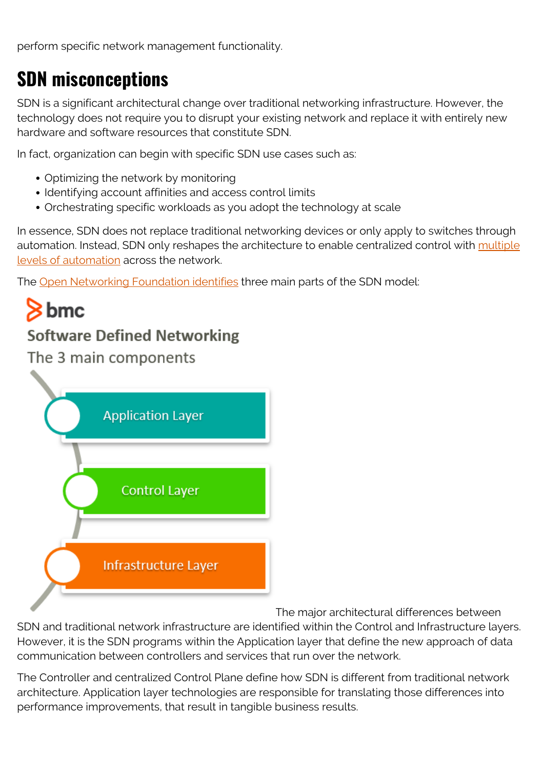perform specific network management functionality.

## SDN misconceptions

SDN is a significant architectural change over traditional networking infrastructure. However, the technology does not require you to disrupt your existing network and replace it with entirely new hardware and software resources that constitute SDN.

In fact, organization can begin with specific SDN use cases such as:

- Optimizing the network by monitoring
- Identifying account affinities and access control limits
- Orchestrating specific workloads as you adopt the technology at scale

In essence, SDN does not replace traditional networking devices or only apply to switches through automation. Instead, SDN only reshapes the architecture to enable centralized control with multiple levels of automation across the network.

The Open Networking Foundation identifies three main parts of the SDN model:

bmc

Software Defined Networking

The 3 main components

- Application Layer
- Control Layer
- Infrastructure Layer

The major architectural differences between SDN and traditional network infrastructure are identified within the Control and Infrastructure layers. However, it is the SDN programs within the Application layer that define the new approach of data communication between controllers and services that run over the network.

The Controller and centralized Control Plane define how SDN is different from traditional network architecture. Application layer technologies are responsible for translating those differences into performance improvements, that result in tangible business results.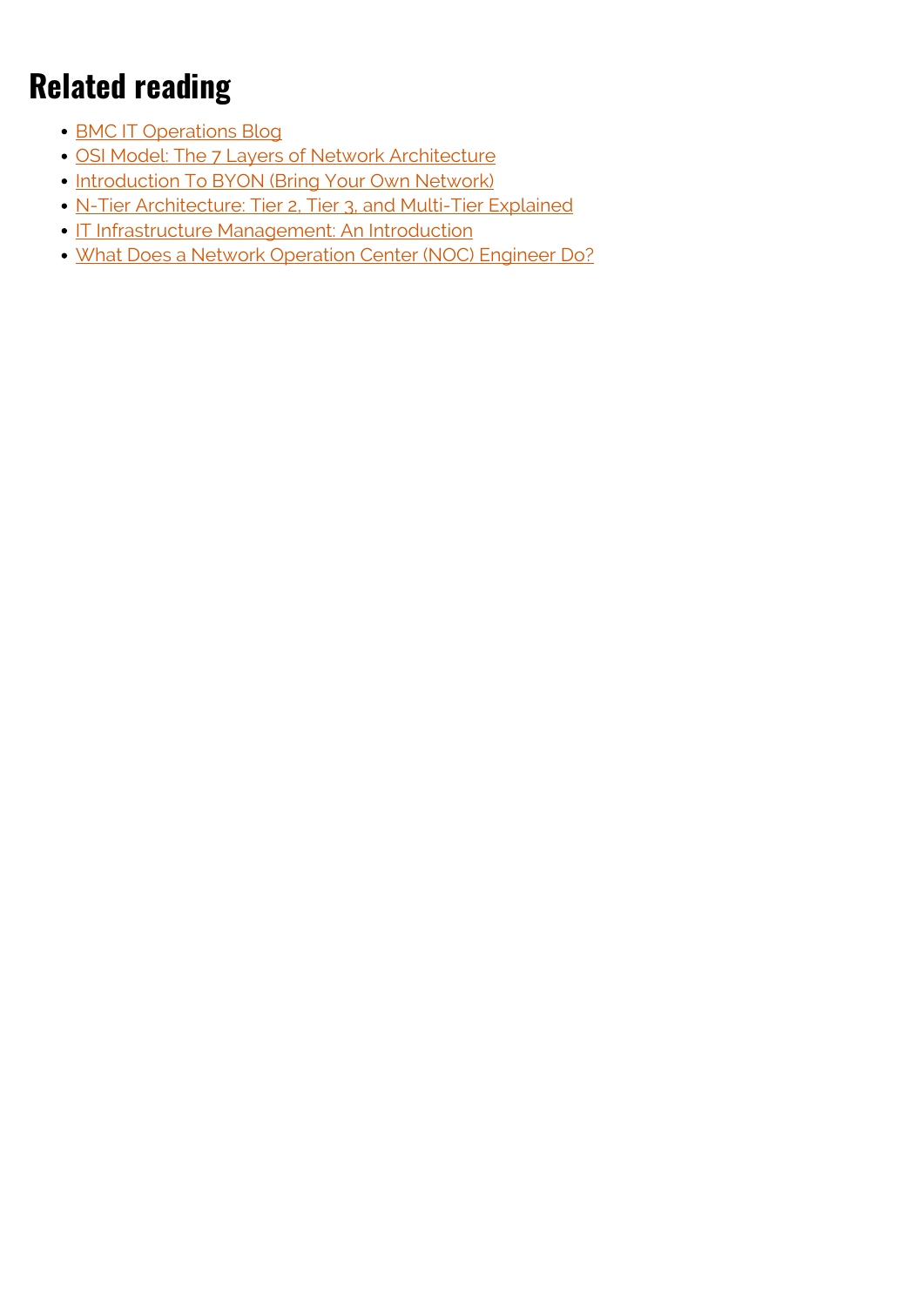## Related reading

- BMC IT Operations Blog
- OSI Model: The 7 Layers of Network Architecture
- Introduction To BYON (Bring Your Own Network)
- N-Tier Architecture: Tier 2, Tier 3, and Multi-Tier Explained
- IT Infrastructure Management: An Introduction
- What Does a Network Operation Center (NOC) Engineer Do?